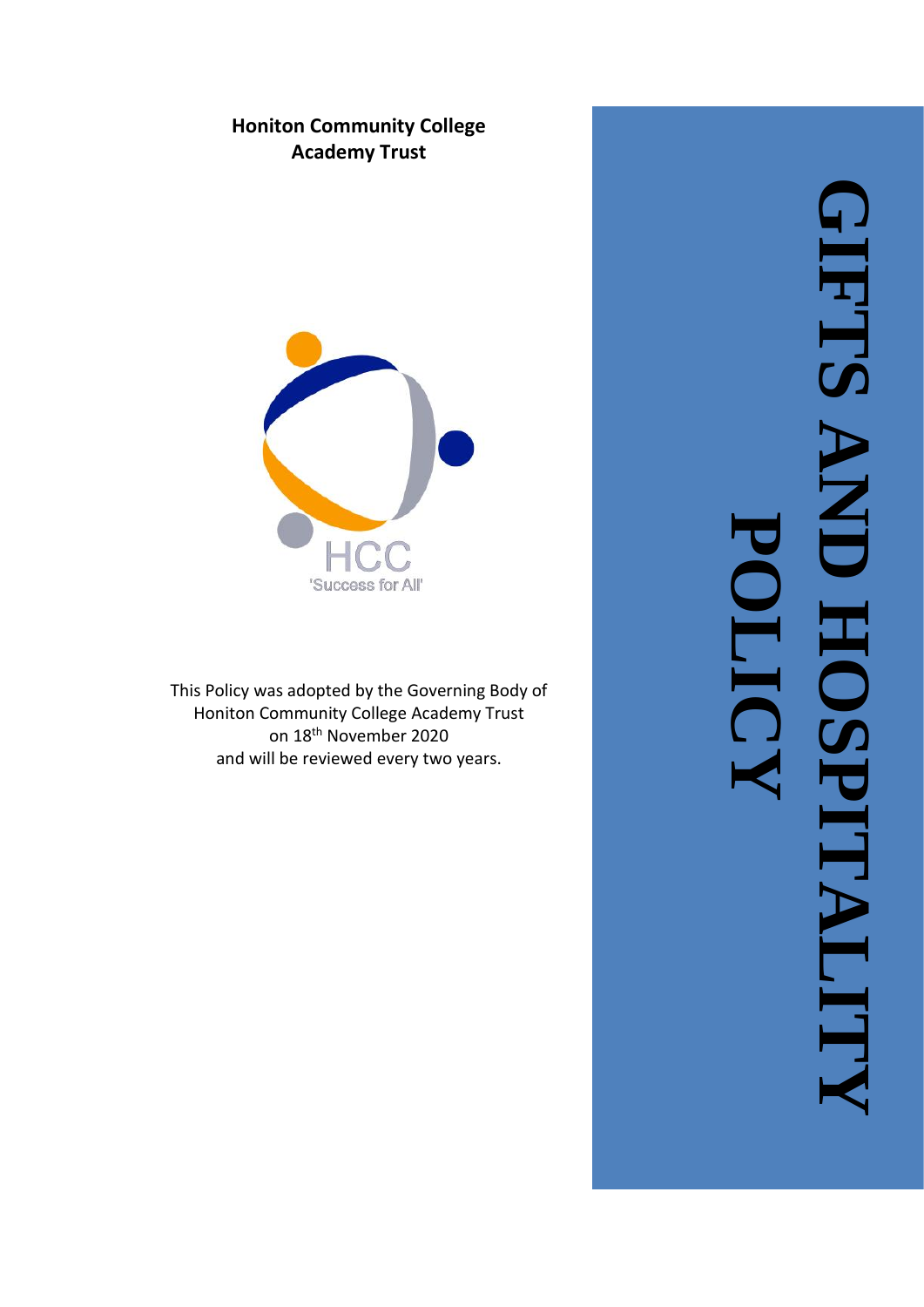**Honiton Community College Academy Trust**

HCC
'Success for All'

This Policy was adopted by the Governing Body of Honiton Community College Academy Trust on 18th November 2020 and will be reviewed every two years.

# GIFTS AND HOSPITALITY POLICY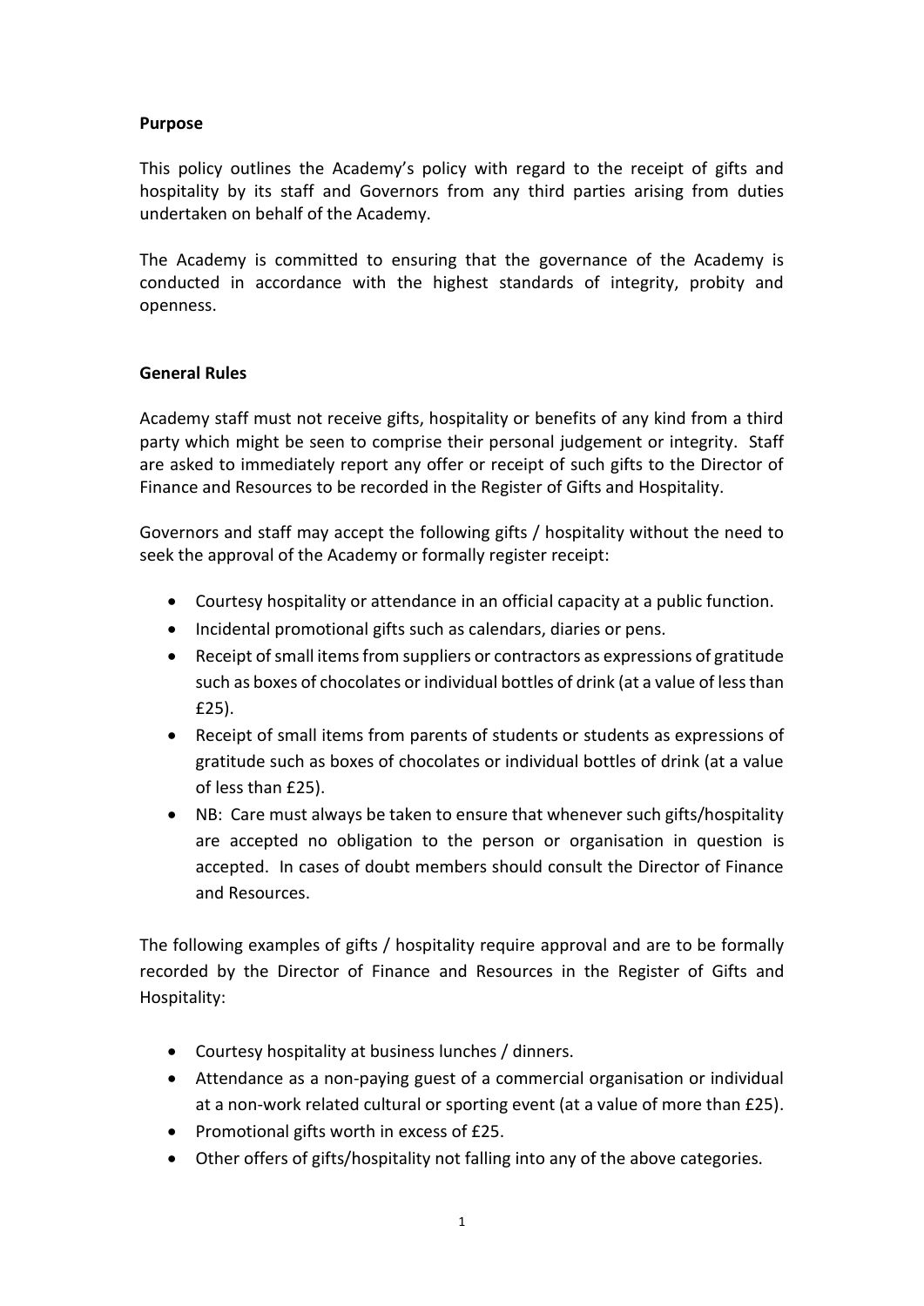**Purpose**

This policy outlines the Academy's policy with regard to the receipt of gifts and hospitality by its staff and Governors from any third parties arising from duties undertaken on behalf of the Academy.

The Academy is committed to ensuring that the governance of the Academy is conducted in accordance with the highest standards of integrity, probity and openness.

**General Rules**

Academy staff must not receive gifts, hospitality or benefits of any kind from a third party which might be seen to comprise their personal judgement or integrity. Staff are asked to immediately report any offer or receipt of such gifts to the Director of Finance and Resources to be recorded in the Register of Gifts and Hospitality.

Governors and staff may accept the following gifts / hospitality without the need to seek the approval of the Academy or formally register receipt:

- Courtesy hospitality or attendance in an official capacity at a public function.
- Incidental promotional gifts such as calendars, diaries or pens.
- Receipt of small items from suppliers or contractors as expressions of gratitude such as boxes of chocolates or individual bottles of drink (at a value of less than £25).
- Receipt of small items from parents of students or students as expressions of gratitude such as boxes of chocolates or individual bottles of drink (at a value of less than £25).
- NB: Care must always be taken to ensure that whenever such gifts/hospitality are accepted no obligation to the person or organisation in question is accepted. In cases of doubt members should consult the Director of Finance and Resources.

The following examples of gifts / hospitality require approval and are to be formally recorded by the Director of Finance and Resources in the Register of Gifts and Hospitality:

- Courtesy hospitality at business lunches / dinners.
- Attendance as a non-paying guest of a commercial organisation or individual at a non-work related cultural or sporting event (at a value of more than £25).
- Promotional gifts worth in excess of £25.
- Other offers of gifts/hospitality not falling into any of the above categories.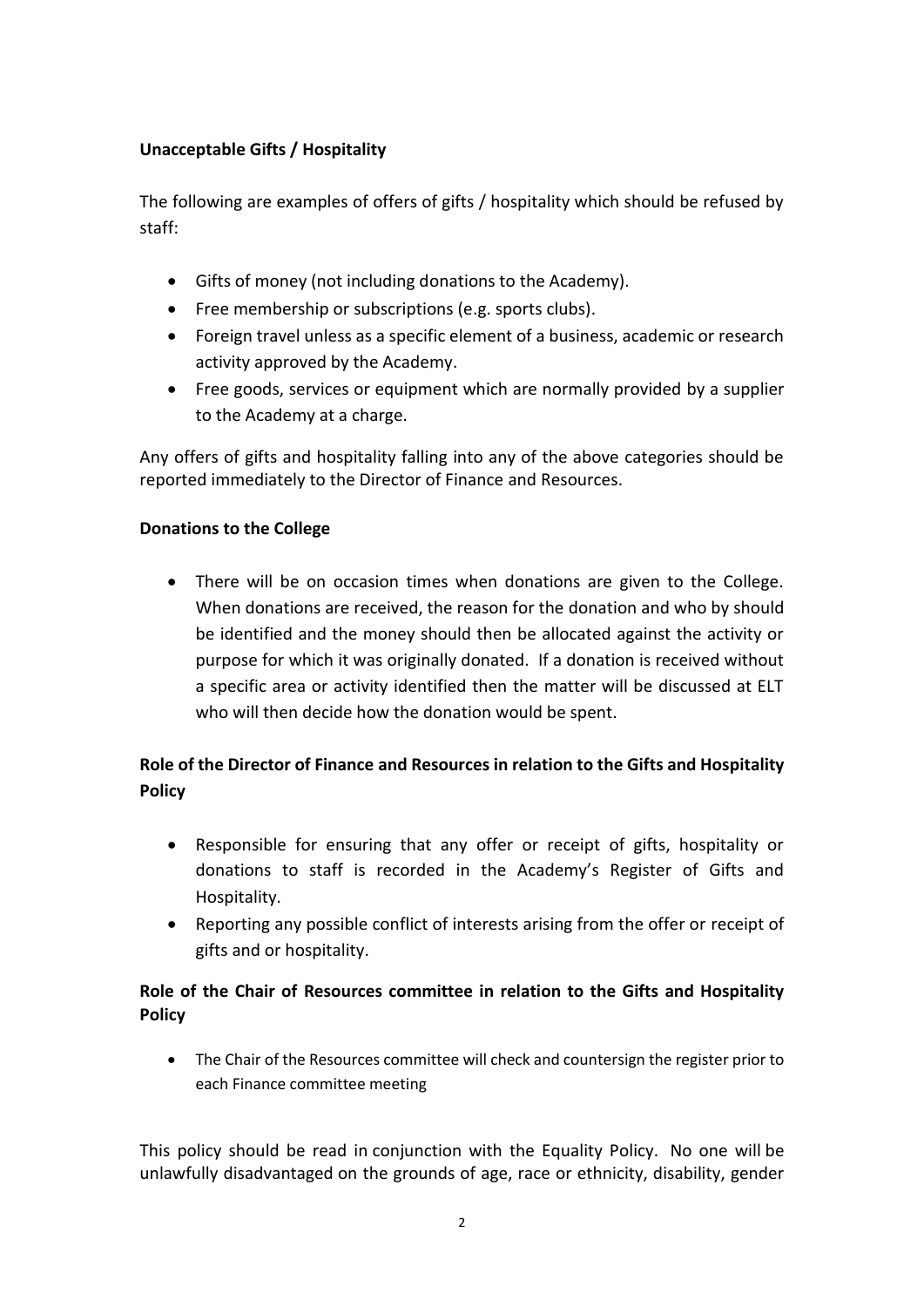**Unacceptable Gifts / Hospitality**

The following are examples of offers of gifts / hospitality which should be refused by staff:

- Gifts of money (not including donations to the Academy).
- Free membership or subscriptions (e.g. sports clubs).
- Foreign travel unless as a specific element of a business, academic or research activity approved by the Academy.
- Free goods, services or equipment which are normally provided by a supplier to the Academy at a charge.

Any offers of gifts and hospitality falling into any of the above categories should be reported immediately to the Director of Finance and Resources.

**Donations to the College**

- There will be on occasion times when donations are given to the College. When donations are received, the reason for the donation and who by should be identified and the money should then be allocated against the activity or purpose for which it was originally donated. If a donation is received without a specific area or activity identified then the matter will be discussed at ELT who will then decide how the donation would be spent.

**Role of the Director of Finance and Resources in relation to the Gifts and Hospitality Policy**

- Responsible for ensuring that any offer or receipt of gifts, hospitality or donations to staff is recorded in the Academy's Register of Gifts and Hospitality.
- Reporting any possible conflict of interests arising from the offer or receipt of gifts and or hospitality.

**Role of the Chair of Resources committee in relation to the Gifts and Hospitality Policy**

- The Chair of the Resources committee will check and countersign the register prior to each Finance committee meeting

This policy should be read in conjunction with the Equality Policy. No one will be unlawfully disadvantaged on the grounds of age, race or ethnicity, disability, gender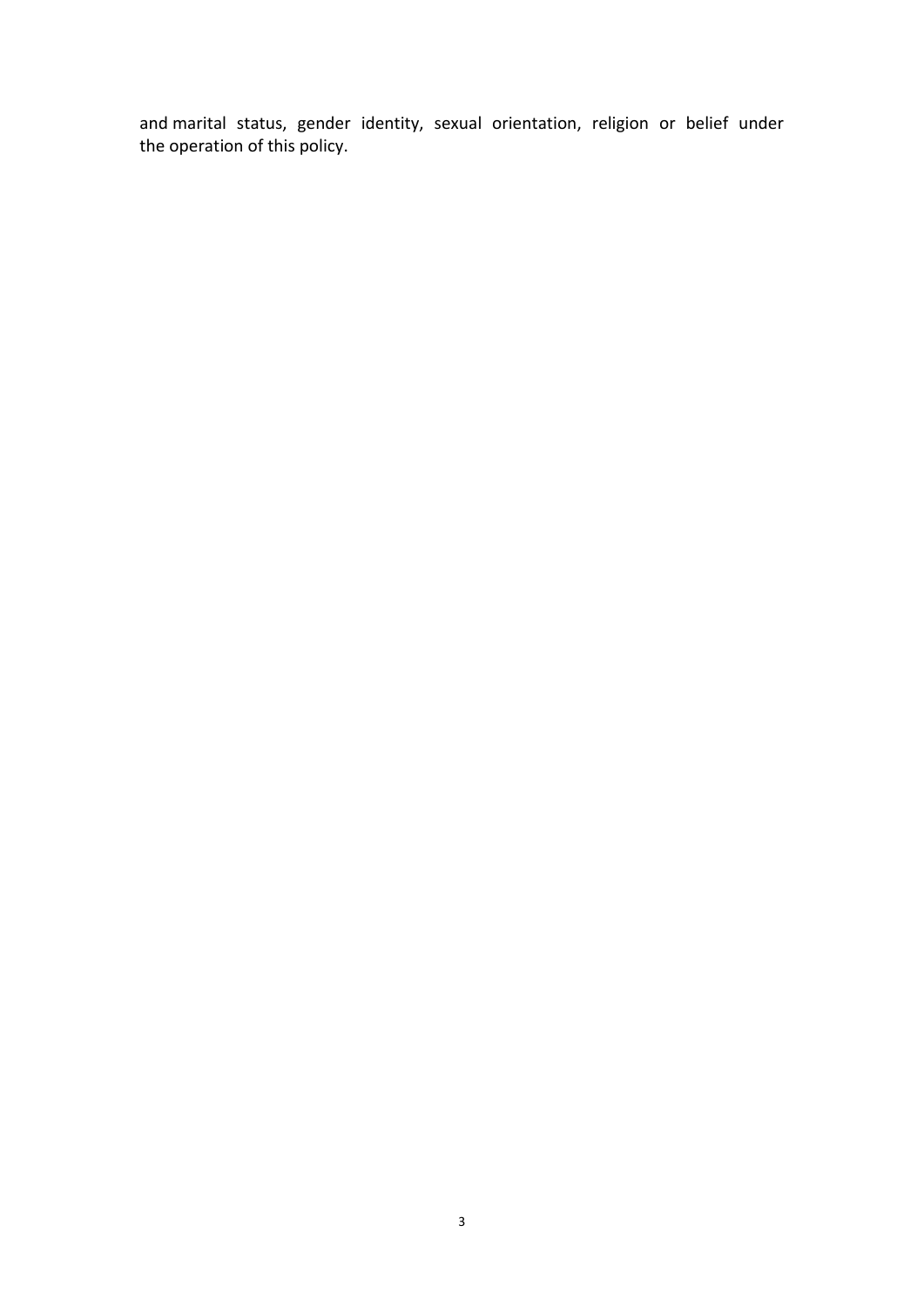and marital status, gender identity, sexual orientation, religion or belief under the operation of this policy.